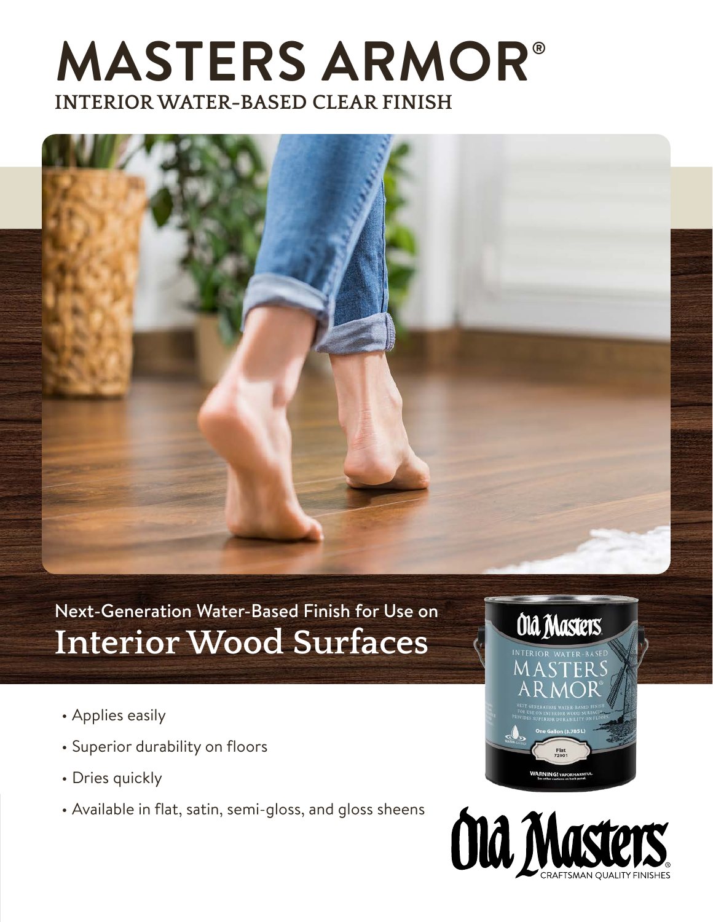# MASTERS ARMOR®

## INTERIOR WATER-BASED CLEAR FINISH

Next-Generation Water-Based Finish for Use on

## Interior Wood Surfaces

- Applies easily
- Superior durability on floors
- Dries quickly
- Available in flat, satin, semi-gloss, and gloss sheens

Old Masters®

CRAFTSMAN QUALITY FINISHES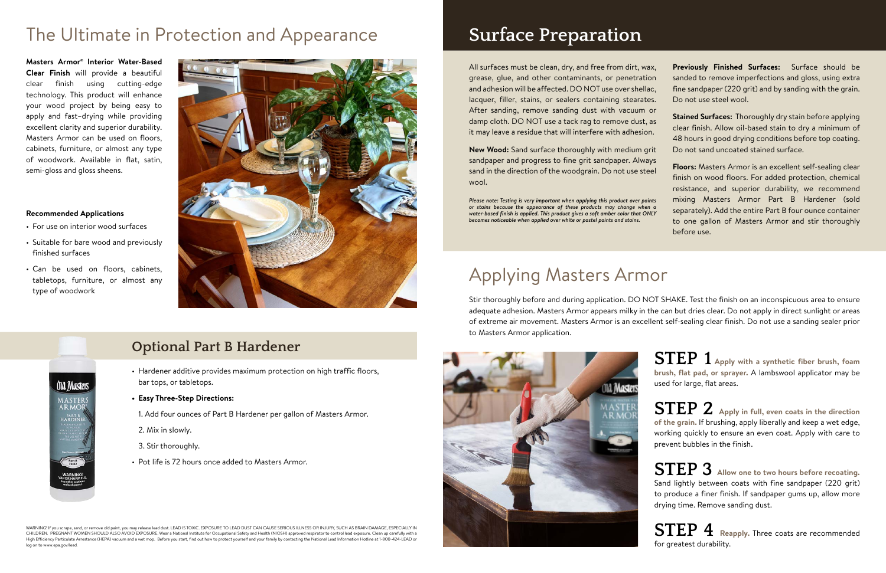# The Ultimate in Protection and Appearance

**Masters Armor® Interior Water-Based Clear Finish** will provide a beautiful clear finish using cutting-edge technology. This product will enhance your wood project by being easy to apply and fast–drying while providing excellent clarity and superior durability. Masters Armor can be used on floors, cabinets, furniture, or almost any type of woodwork. Available in flat, satin, semi-gloss and gloss sheens.

**Recommended Applications**

- For use on interior wood surfaces
- Suitable for bare wood and previously finished surfaces
- Can be used on floors, cabinets, tabletops, furniture, or almost any type of woodwork

## Optional Part B Hardener

- Hardener additive provides maximum protection on high traffic floors, bar tops, or tabletops.
- **Easy Three-Step Directions:**

  1. Add four ounces of Part B Hardener per gallon of Masters Armor.

  2. Mix in slowly.

  3. Stir thoroughly.

- Pot life is 72 hours once added to Masters Armor.

WARNING! If you scrape, sand, or remove old paint, you may release lead dust. LEAD IS TOXIC. EXPOSURE TO LEAD DUST CAN CAUSE SERIOUS ILLNESS OR INJURY, SUCH AS BRAIN DAMAGE, ESPECIALLY IN CHILDREN. PREGNANT WOMEN SHOULD ALSO AVOID EXPOSURE. Wear a National Institute for Occupational Safety and Health (NIOSH) approved respirator to control lead exposure. Clean up carefully with a High Efficiency Particulate Arrestance (HEPA) vacuum and a wet mop. Before you start, find out how to protect yourself and your family by contacting the National Lead Information Hotline at 1-800-424-LEAD or log on to www.epa.gov/lead.

# Surface Preparation

All surfaces must be clean, dry, and free from dirt, wax, grease, glue, and other contaminants, or penetration and adhesion will be affected. DO NOT use over shellac, lacquer, filler, stains, or sealers containing stearates. After sanding, remove sanding dust with vacuum or damp cloth. DO NOT use a tack rag to remove dust, as it may leave a residue that will interfere with adhesion.

**New Wood:** Sand surface thoroughly with medium grit sandpaper and progress to fine grit sandpaper. Always sand in the direction of the woodgrain. Do not use steel wool.

***Please note:** Testing is very important when applying this product over paints or stains because the appearance of these products may change when a water-based finish is applied. This product gives a soft amber color that ONLY becomes noticeable when applied over white or pastel paints and stains.*

**Previously Finished Surfaces:** Surface should be sanded to remove imperfections and gloss, using extra fine sandpaper (220 grit) and by sanding with the grain. Do not use steel wool.

**Stained Surfaces:** Thoroughly dry stain before applying clear finish. Allow oil-based stain to dry a minimum of 48 hours in good drying conditions before top coating. Do not sand uncoated stained surface.

**Floors:** Masters Armor is an excellent self-sealing clear finish on wood floors. For added protection, chemical resistance, and superior durability, we recommend mixing Masters Armor Part B Hardener (sold separately). Add the entire Part B four ounce container to one gallon of Masters Armor and stir thoroughly before use.

# Applying Masters Armor

Stir thoroughly before and during application. DO NOT SHAKE. Test the finish on an inconspicuous area to ensure adequate adhesion. Masters Armor appears milky in the can but dries clear. Do not apply in direct sunlight or areas of extreme air movement. Masters Armor is an excellent self-sealing clear finish. Do not use a sanding sealer prior to Masters Armor application.

**STEP 1** **Apply with a synthetic fiber brush, foam brush, flat pad, or sprayer.** A lambswool applicator may be used for large, flat areas.

**STEP 2** **Apply in full, even coats in the direction of the grain.** If brushing, apply liberally and keep a wet edge, working quickly to ensure an even coat. Apply with care to prevent bubbles in the finish.

**STEP 3** **Allow one to two hours before recoating.** Sand lightly between coats with fine sandpaper (220 grit) to produce a finer finish. If sandpaper gums up, allow more drying time. Remove sanding dust.

**STEP 4** **Reapply.** Three coats are recommended for greatest durability.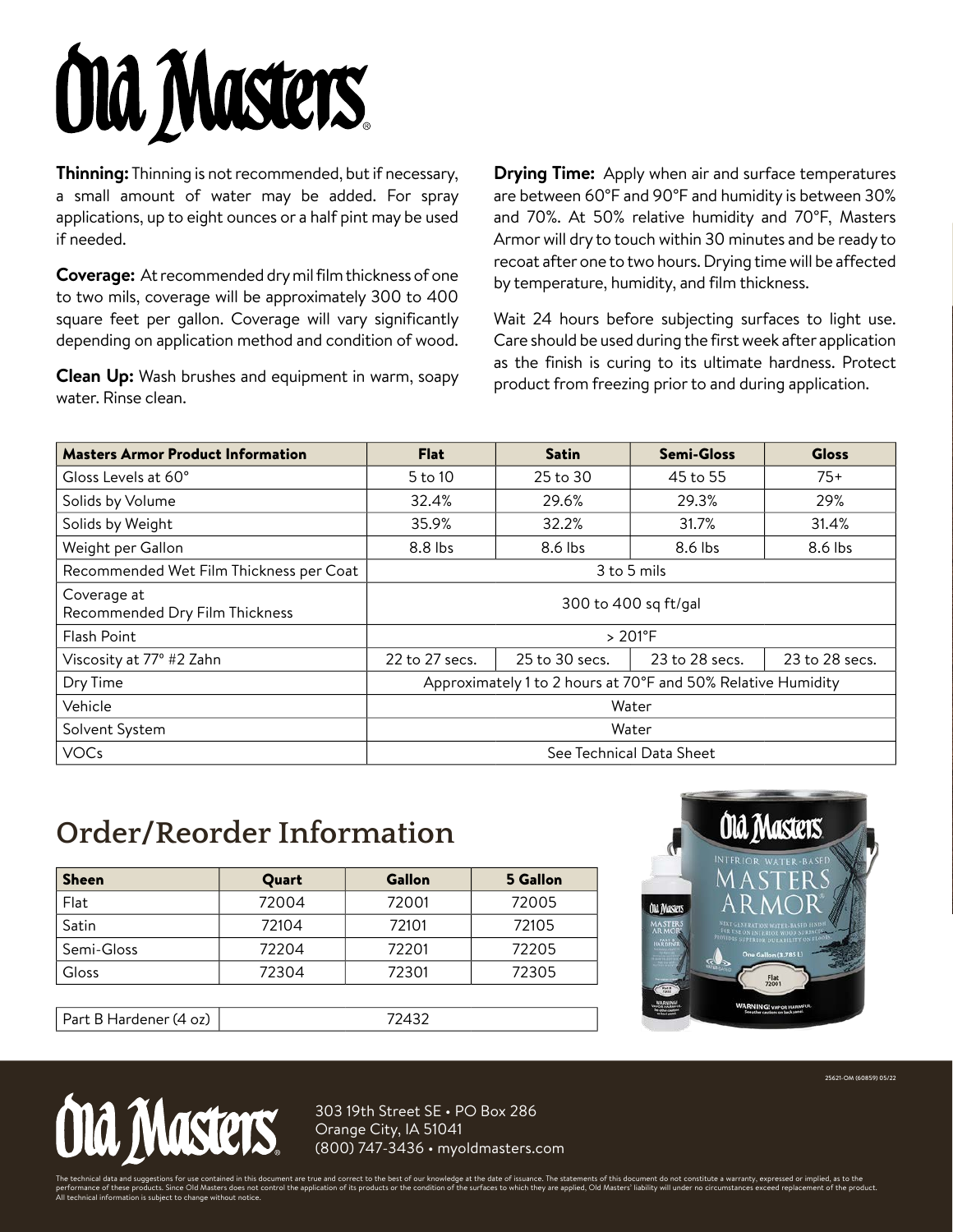# Old Masters

**Thinning:** Thinning is not recommended, but if necessary, a small amount of water may be added. For spray applications, up to eight ounces or a half pint may be used if needed.

**Coverage:** At recommended dry mil film thickness of one to two mils, coverage will be approximately 300 to 400 square feet per gallon. Coverage will vary significantly depending on application method and condition of wood.

**Clean Up:** Wash brushes and equipment in warm, soapy water. Rinse clean.

**Drying Time:** Apply when air and surface temperatures are between 60°F and 90°F and humidity is between 30% and 70%. At 50% relative humidity and 70°F, Masters Armor will dry to touch within 30 minutes and be ready to recoat after one to two hours. Drying time will be affected by temperature, humidity, and film thickness.

Wait 24 hours before subjecting surfaces to light use. Care should be used during the first week after application as the finish is curing to its ultimate hardness. Protect product from freezing prior to and during application.

| Masters Armor Product Information | Flat | Satin | Semi-Gloss | Gloss |
|---|---|---|---|---|
| Gloss Levels at 60° | 5 to 10 | 25 to 30 | 45 to 55 | 75+ |
| Solids by Volume | 32.4% | 29.6% | 29.3% | 29% |
| Solids by Weight | 35.9% | 32.2% | 31.7% | 31.4% |
| Weight per Gallon | 8.8 lbs | 8.6 lbs | 8.6 lbs | 8.6 lbs |
| Recommended Wet Film Thickness per Coat | 3 to 5 mils | | | |
| Coverage at Recommended Dry Film Thickness | 300 to 400 sq ft/gal | | | |
| Flash Point | > 201°F | | | |
| Viscosity at 77° #2 Zahn | 22 to 27 secs. | 25 to 30 secs. | 23 to 28 secs. | 23 to 28 secs. |
| Dry Time | Approximately 1 to 2 hours at 70°F and 50% Relative Humidity | | | |
| Vehicle | Water | | | |
| Solvent System | Water | | | |
| VOCs | See Technical Data Sheet | | | |

## Order/Reorder Information

| Sheen | Quart | Gallon | 5 Gallon |
|---|---|---|---|
| Flat | 72004 | 72001 | 72005 |
| Satin | 72104 | 72101 | 72105 |
| Semi-Gloss | 72204 | 72201 | 72205 |
| Gloss | 72304 | 72301 | 72305 |

| | |
|---|---|
| Part B Hardener (4 oz) | 72432 |

25621-OM (60859) 05/22

Old Masters

303 19th Street SE • PO Box 286
Orange City, IA 51041
(800) 747-3436 • myoldmasters.com

The technical data and suggestions for use contained in this document are true and correct to the best of our knowledge at the date of issuance. The statements of this document do not constitute a warranty, expressed or implied, as to the performance of these products. Since Old Masters does not control the application of its products or the condition of the surfaces to which they are applied, Old Masters' liability will under no circumstances exceed replacement of the product. All technical information is subject to change without notice.